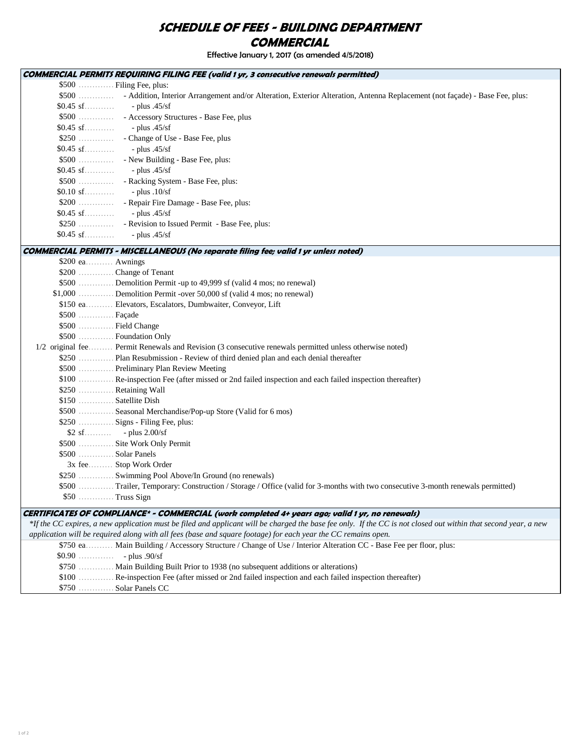# SCHEDULE OF FEES - BUILDING DEPARTMENT
## COMMERCIAL

Effective January 1, 2017 (as amended 4/5/2018)

### COMMERCIAL PERMITS REQUIRING FILING FEE (valid 1 yr, 3 consecutive renewals permitted)

| Fee | Description |
|---|---|
| $500 | Filing Fee, plus: |
| $500 | - Addition, Interior Arrangement and/or Alteration, Exterior Alteration, Antenna Replacement (not façade) - Base Fee, plus: |
| $0.45 sf | - plus .45/sf |
| $500 | - Accessory Structures - Base Fee, plus |
| $0.45 sf | - plus .45/sf |
| $250 | - Change of Use - Base Fee, plus |
| $0.45 sf | - plus .45/sf |
| $500 | - New Building - Base Fee, plus: |
| $0.45 sf | - plus .45/sf |
| $500 | - Racking System - Base Fee, plus: |
| $0.10 sf | - plus .10/sf |
| $200 | - Repair Fire Damage - Base Fee, plus: |
| $0.45 sf | - plus .45/sf |
| $250 | - Revision to Issued Permit - Base Fee, plus: |
| $0.45 sf | - plus .45/sf |

### COMMERCIAL PERMITS - MISCELLANEOUS (No separate filing fee; valid 1 yr unless noted)

| Fee | Description |
|---|---|
| $200 ea | Awnings |
| $200 | Change of Tenant |
| $500 | Demolition Permit -up to 49,999 sf (valid 4 mos; no renewal) |
| $1,000 | Demolition Permit -over 50,000 sf (valid 4 mos; no renewal) |
| $150 ea | Elevators, Escalators, Dumbwaiter, Conveyor, Lift |
| $500 | Façade |
| $500 | Field Change |
| $500 | Foundation Only |
| 1/2 original fee | Permit Renewals and Revision (3 consecutive renewals permitted unless otherwise noted) |
| $250 | Plan Resubmission - Review of third denied plan and each denial thereafter |
| $500 | Preliminary Plan Review Meeting |
| $100 | Re-inspection Fee (after missed or 2nd failed inspection and each failed inspection thereafter) |
| $250 | Retaining Wall |
| $150 | Satellite Dish |
| $500 | Seasonal Merchandise/Pop-up Store (Valid for 6 mos) |
| $250 | Signs - Filing Fee, plus: |
| $2 sf | - plus 2.00/sf |
| $500 | Site Work Only Permit |
| $500 | Solar Panels |
| 3x fee | Stop Work Order |
| $250 | Swimming Pool Above/In Ground (no renewals) |
| $500 | Trailer, Temporary: Construction / Storage / Office (valid for 3-months with two consecutive 3-month renewals permitted) |
| $50 | Truss Sign |

### CERTIFICATES OF COMPLIANCE* - COMMERCIAL (work completed 4+ years ago; valid 1 yr, no renewals)

*\*If the CC expires, a new application must be filed and applicant will be charged the base fee only. If the CC is not closed out within that second year, a new application will be required along with all fees (base and square footage) for each year the CC remains open.*

| Fee | Description |
|---|---|
| $750 ea | Main Building / Accessory Structure / Change of Use / Interior Alteration CC - Base Fee per floor, plus: |
| $0.90 | - plus .90/sf |
| $750 | Main Building Built Prior to 1938 (no subsequent additions or alterations) |
| $100 | Re-inspection Fee (after missed or 2nd failed inspection and each failed inspection thereafter) |
| $750 | Solar Panels CC |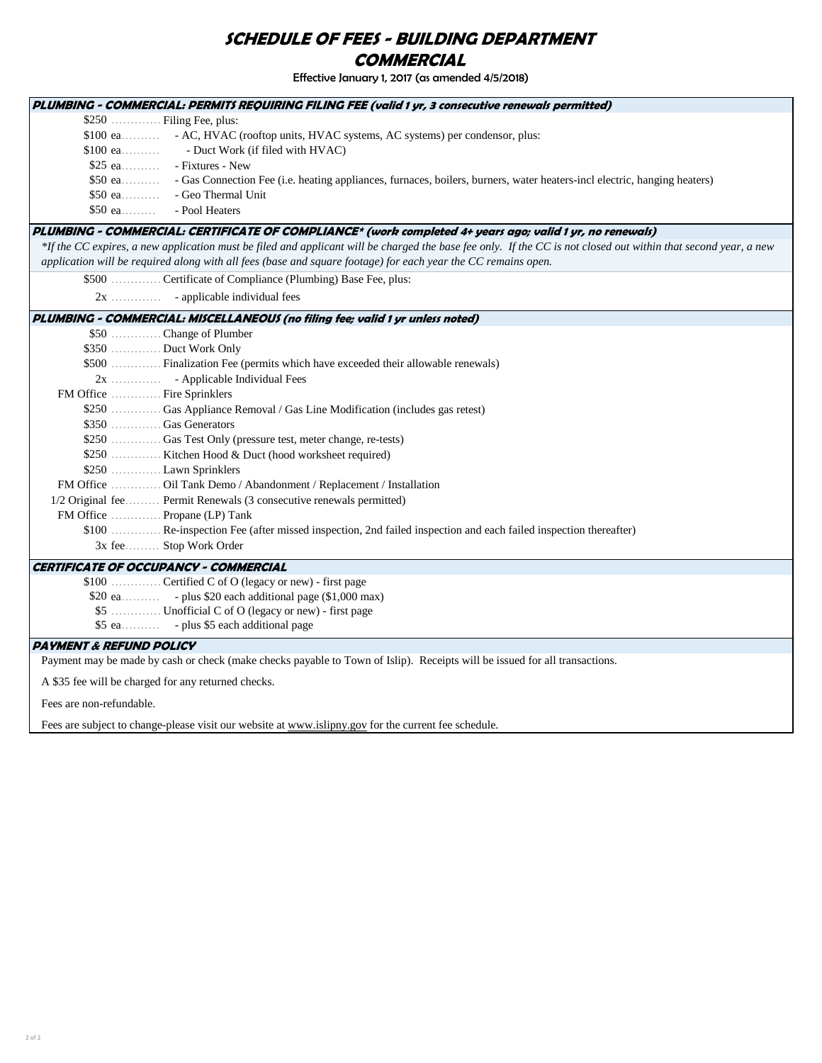# SCHEDULE OF FEES - BUILDING DEPARTMENT
# COMMERCIAL

Effective January 1, 2017 (as amended 4/5/2018)

### PLUMBING - COMMERCIAL: PERMITS REQUIRING FILING FEE (valid 1 yr, 3 consecutive renewals permitted)

| | |
|---|---|
| $250 | Filing Fee, plus: |
| $100 ea | - AC, HVAC (rooftop units, HVAC systems, AC systems) per condensor, plus: |
| $100 ea | - Duct Work (if filed with HVAC) |
| $25 ea | - Fixtures - New |
| $50 ea | - Gas Connection Fee (i.e. heating appliances, furnaces, boilers, burners, water heaters-incl electric, hanging heaters) |
| $50 ea | - Geo Thermal Unit |
| $50 ea | - Pool Heaters |

### PLUMBING - COMMERCIAL: CERTIFICATE OF COMPLIANCE* (work completed 4+ years ago; valid 1 yr, no renewals)

*\*If the CC expires, a new application must be filed and applicant will be charged the base fee only. If the CC is not closed out within that second year, a new application will be required along with all fees (base and square footage) for each year the CC remains open.*

| | |
|---|---|
| $500 | Certificate of Compliance (Plumbing) Base Fee, plus: |
| 2x | - applicable individual fees |

### PLUMBING - COMMERCIAL: MISCELLANEOUS (no filing fee; valid 1 yr unless noted)

| | |
|---|---|
| $50 | Change of Plumber |
| $350 | Duct Work Only |
| $500 | Finalization Fee (permits which have exceeded their allowable renewals) |
| 2x | - Applicable Individual Fees |
| FM Office | Fire Sprinklers |
| $250 | Gas Appliance Removal / Gas Line Modification (includes gas retest) |
| $350 | Gas Generators |
| $250 | Gas Test Only (pressure test, meter change, re-tests) |
| $250 | Kitchen Hood & Duct (hood worksheet required) |
| $250 | Lawn Sprinklers |
| FM Office | Oil Tank Demo / Abandonment / Replacement / Installation |
| 1/2 Original fee | Permit Renewals (3 consecutive renewals permitted) |
| FM Office | Propane (LP) Tank |
| $100 | Re-inspection Fee (after missed inspection, 2nd failed inspection and each failed inspection thereafter) |
| 3x fee | Stop Work Order |

### CERTIFICATE OF OCCUPANCY - COMMERCIAL

| | |
|---|---|
| $100 | Certified C of O (legacy or new) - first page |
| $20 ea | - plus $20 each additional page ($1,000 max) |
| $5 | Unofficial C of O (legacy or new) - first page |
| $5 ea | - plus $5 each additional page |

### PAYMENT & REFUND POLICY

Payment may be made by cash or check (make checks payable to Town of Islip). Receipts will be issued for all transactions.

A $35 fee will be charged for any returned checks.

Fees are non-refundable.

Fees are subject to change-please visit our website at www.islipny.gov for the current fee schedule.